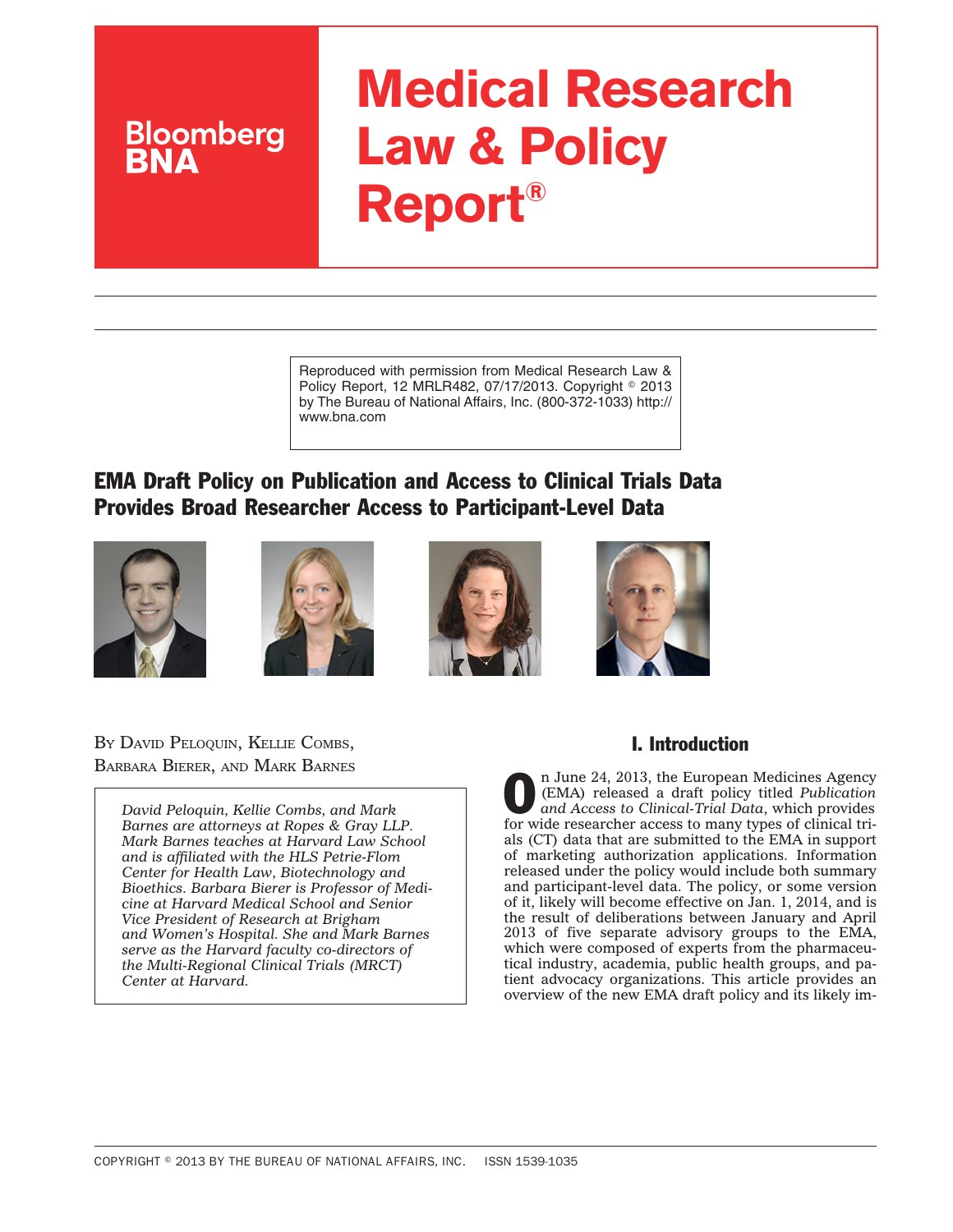# Medical Research Law & Policy Report®

Bloomberg BNA

Reproduced with permission from Medical Research Law & Policy Report, 12 MRLR482, 07/17/2013. Copyright © 2013 by The Bureau of National Affairs, Inc. (800-372-1033) http://www.bna.com

## EMA Draft Policy on Publication and Access to Clinical Trials Data Provides Broad Researcher Access to Participant-Level Data

BY DAVID PELOQUIN, KELLIE COMBS, BARBARA BIERER, AND MARK BARNES

*David Peloquin, Kellie Combs, and Mark Barnes are attorneys at Ropes & Gray LLP. Mark Barnes teaches at Harvard Law School and is affiliated with the HLS Petrie-Flom Center for Health Law, Biotechnology and Bioethics. Barbara Bierer is Professor of Medicine at Harvard Medical School and Senior Vice President of Research at Brigham and Women's Hospital. She and Mark Barnes serve as the Harvard faculty co-directors of the Multi-Regional Clinical Trials (MRCT) Center at Harvard.*

### I. Introduction

On June 24, 2013, the European Medicines Agency (EMA) released a draft policy titled *Publication and Access to Clinical-Trial Data*, which provides for wide researcher access to many types of clinical trials (CT) data that are submitted to the EMA in support of marketing authorization applications. Information released under the policy would include both summary and participant-level data. The policy, or some version of it, likely will become effective on Jan. 1, 2014, and is the result of deliberations between January and April 2013 of five separate advisory groups to the EMA, which were composed of experts from the pharmaceutical industry, academia, public health groups, and patient advocacy organizations. This article provides an overview of the new EMA draft policy and its likely im-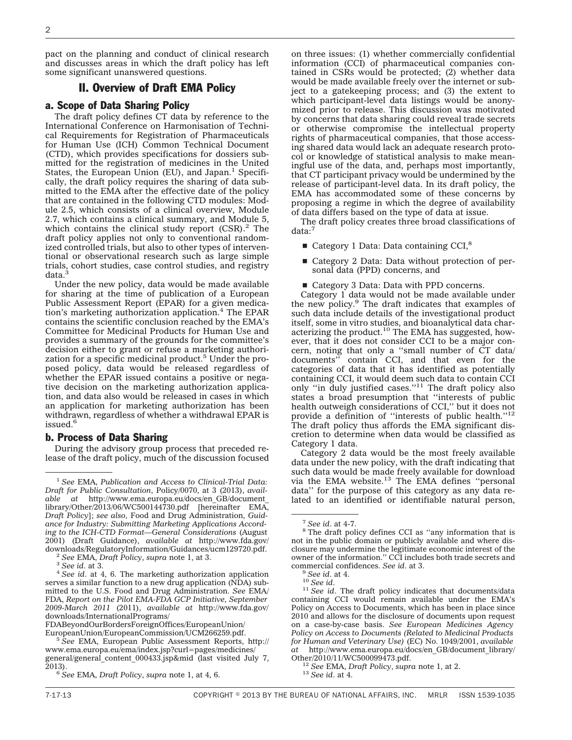pact on the planning and conduct of clinical research and discusses areas in which the draft policy has left some significant unanswered questions.

## II. Overview of Draft EMA Policy

### a. Scope of Data Sharing Policy

The draft policy defines CT data by reference to the International Conference on Harmonisation of Technical Requirements for Registration of Pharmaceuticals for Human Use (ICH) Common Technical Document (CTD), which provides specifications for dossiers submitted for the registration of medicines in the United States, the European Union (EU), and Japan.[1] Specifically, the draft policy requires the sharing of data submitted to the EMA after the effective date of the policy that are contained in the following CTD modules: Module 2.5, which consists of a clinical overview, Module 2.7, which contains a clinical summary, and Module 5, which contains the clinical study report (CSR).[2] The draft policy applies not only to conventional randomized controlled trials, but also to other types of interventional or observational research such as large simple trials, cohort studies, case control studies, and registry data.[3]

Under the new policy, data would be made available for sharing at the time of publication of a European Public Assessment Report (EPAR) for a given medication's marketing authorization application.[4] The EPAR contains the scientific conclusion reached by the EMA's Committee for Medicinal Products for Human Use and provides a summary of the grounds for the committee's decision either to grant or refuse a marketing authorization for a specific medicinal product.[5] Under the proposed policy, data would be released regardless of whether the EPAR issued contains a positive or negative decision on the marketing authorization application, and data also would be released in cases in which an application for marketing authorization has been withdrawn, regardless of whether a withdrawal EPAR is issued.[6]

### b. Process of Data Sharing

During the advisory group process that preceded release of the draft policy, much of the discussion focused on three issues: (1) whether commercially confidential information (CCI) of pharmaceutical companies contained in CSRs would be protected; (2) whether data would be made available freely over the internet or subject to a gatekeeping process; and (3) the extent to which participant-level data listings would be anonymized prior to release. This discussion was motivated by concerns that data sharing could reveal trade secrets or otherwise compromise the intellectual property rights of pharmaceutical companies, that those accessing shared data would lack an adequate research protocol or knowledge of statistical analysis to make meaningful use of the data, and, perhaps most importantly, that CT participant privacy would be undermined by the release of participant-level data. In its draft policy, the EMA has accommodated some of these concerns by proposing a regime in which the degree of availability of data differs based on the type of data at issue.

The draft policy creates three broad classifications of data:[7]

- Category 1 Data: Data containing CCI,[8]
- Category 2 Data: Data without protection of personal data (PPD) concerns, and
- Category 3 Data: Data with PPD concerns.

Category 1 data would not be made available under the new policy.[9] The draft indicates that examples of such data include details of the investigational product itself, some in vitro studies, and bioanalytical data characterizing the product.[10] The EMA has suggested, however, that it does not consider CCI to be a major concern, noting that only a "small number of CT data/documents" contain CCI, and that even for the categories of data that it has identified as potentially containing CCI, it would deem such data to contain CCI only "in duly justified cases."[11] The draft policy also states a broad presumption that "interests of public health outweigh considerations of CCI," but it does not provide a definition of "interests of public health."[12] The draft policy thus affords the EMA significant discretion to determine when data would be classified as Category 1 data.

Category 2 data would be the most freely available data under the new policy, with the draft indicating that such data would be made freely available for download via the EMA website.[13] The EMA defines "personal data" for the purpose of this category as any data related to an identified or identifiable natural person,

---

[1] *See* EMA, *Publication and Access to Clinical-Trial Data: Draft for Public Consultation*, Policy/0070, at 3 (2013), *available at* http://www.ema.europa.eu/docs/en_GB/document_library/Other/2013/06/WC500144730.pdf [hereinafter EMA, *Draft Policy*]; *see also*, Food and Drug Administration, *Guidance for Industry: Submitting Marketing Applications According to the ICH-CTD Format—General Considerations* (August 2001) (Draft Guidance), *available at* http://www.fda.gov/downloads/RegulatoryInformation/Guidances/ucm129720.pdf.

[2] *See* EMA, *Draft Policy*, *supra* note 1, at 3.

[3] *See id*. at 3.

[4] *See id*. at 4, 6. The marketing authorization application serves a similar function to a new drug application (NDA) submitted to the U.S. Food and Drug Administration. *See* EMA/FDA, *Report on the Pilot EMA-FDA GCP Initiative, September 2009-March 2011* (2011), *available at* http://www.fda.gov/downloads/InternationalPrograms/FDABeyondOurBordersForeignOffices/EuropeanUnion/EuropeanUnion/EuropeanCommission/UCM266259.pdf.

[5] *See* EMA, European Public Assessment Reports, http://www.ema.europa.eu/ema/index.jsp?curl=pages/medicines/general/general_content_000433.jsp&mid (last visited July 7, 2013).

[6] *See* EMA, *Draft Policy*, *supra* note 1, at 4, 6.

[7] *See id*. at 4-7.

[8] The draft policy defines CCI as "any information that is not in the public domain or publicly available and where disclosure may undermine the legitimate economic interest of the owner of the information." CCI includes both trade secrets and commercial confidences. *See id*. at 3.

[9] *See id*. at 4.

[10] *See id.*

[11] *See id*. The draft policy indicates that documents/data containing CCI would remain available under the EMA's Policy on Access to Documents, which has been in place since 2010 and allows for the disclosure of documents upon request on a case-by-case basis. *See European Medicines Agency Policy on Access to Documents (Related to Medicinal Products for Human and Veterinary Use)* (EC) No. 1049/2001, *available at* http://www.ema.europa.eu/docs/en_GB/document_library/Other/2010/11/WC500099473.pdf.

[12] *See* EMA, *Draft Policy*, *supra* note 1, at 2.

[13] *See id*. at 4.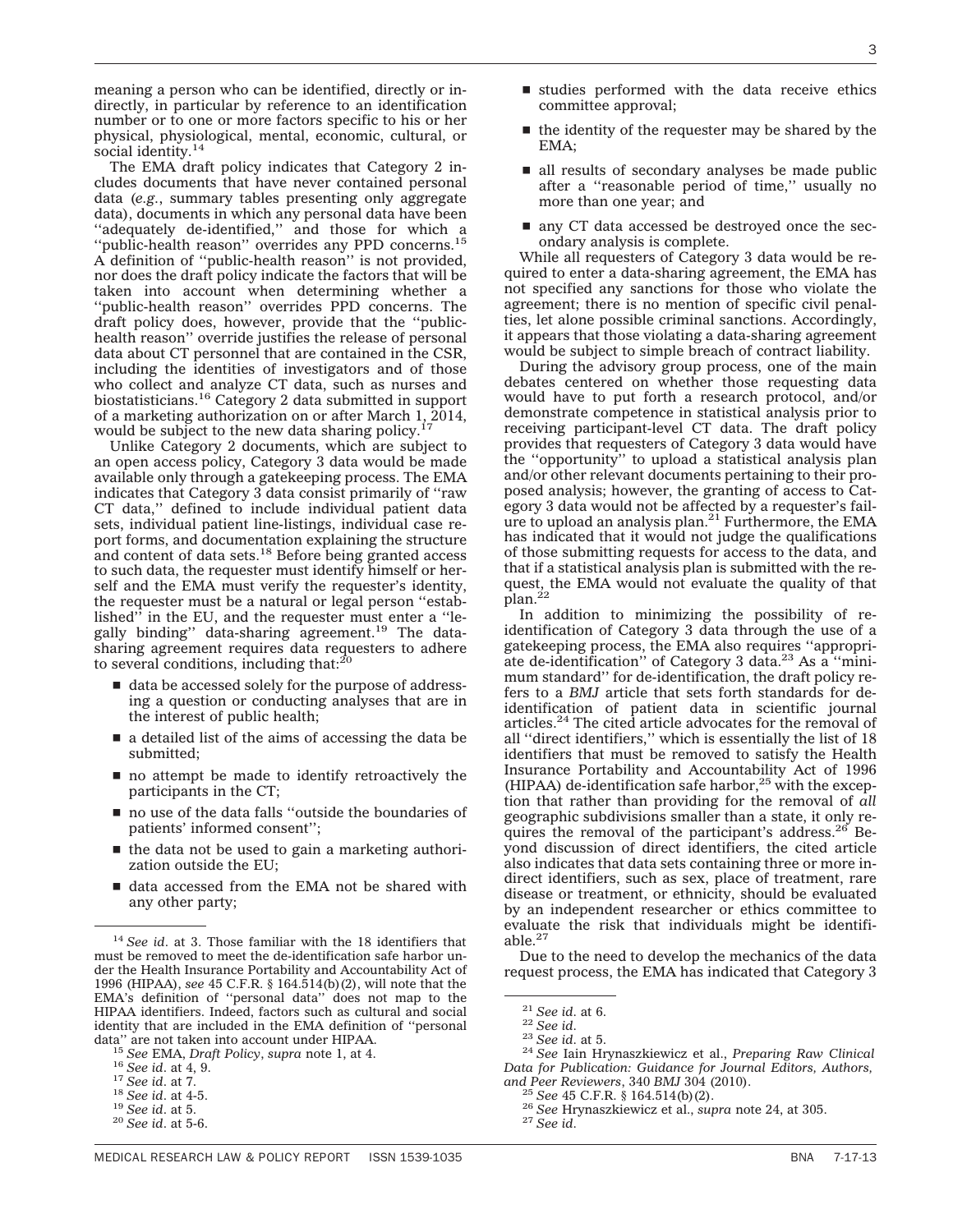meaning a person who can be identified, directly or indirectly, in particular by reference to an identification number or to one or more factors specific to his or her physical, physiological, mental, economic, cultural, or social identity.[14]

The EMA draft policy indicates that Category 2 includes documents that have never contained personal data (*e.g.*, summary tables presenting only aggregate data), documents in which any personal data have been ''adequately de-identified,'' and those for which a ''public-health reason'' overrides any PPD concerns.[15] A definition of ''public-health reason'' is not provided, nor does the draft policy indicate the factors that will be taken into account when determining whether a ''public-health reason'' overrides PPD concerns. The draft policy does, however, provide that the ''public-health reason'' override justifies the release of personal data about CT personnel that are contained in the CSR, including the identities of investigators and of those who collect and analyze CT data, such as nurses and biostatisticians.[16] Category 2 data submitted in support of a marketing authorization on or after March 1, 2014, would be subject to the new data sharing policy.[17]

Unlike Category 2 documents, which are subject to an open access policy, Category 3 data would be made available only through a gatekeeping process. The EMA indicates that Category 3 data consist primarily of ''raw CT data,'' defined to include individual patient data sets, individual patient line-listings, individual case report forms, and documentation explaining the structure and content of data sets.[18] Before being granted access to such data, the requester must identify himself or herself and the EMA must verify the requester's identity, the requester must be a natural or legal person ''established'' in the EU, and the requester must enter a ''legally binding'' data-sharing agreement.[19] The data-sharing agreement requires data requesters to adhere to several conditions, including that:[20]

- data be accessed solely for the purpose of addressing a question or conducting analyses that are in the interest of public health;
- a detailed list of the aims of accessing the data be submitted;
- no attempt be made to identify retroactively the participants in the CT;
- no use of the data falls ''outside the boundaries of patients' informed consent'';
- the data not be used to gain a marketing authorization outside the EU;
- data accessed from the EMA not be shared with any other party;
- studies performed with the data receive ethics committee approval;
- the identity of the requester may be shared by the EMA;
- all results of secondary analyses be made public after a ''reasonable period of time,'' usually no more than one year; and
- any CT data accessed be destroyed once the secondary analysis is complete.

While all requesters of Category 3 data would be required to enter a data-sharing agreement, the EMA has not specified any sanctions for those who violate the agreement; there is no mention of specific civil penalties, let alone possible criminal sanctions. Accordingly, it appears that those violating a data-sharing agreement would be subject to simple breach of contract liability.

During the advisory group process, one of the main debates centered on whether those requesting data would have to put forth a research protocol, and/or demonstrate competence in statistical analysis prior to receiving participant-level CT data. The draft policy provides that requesters of Category 3 data would have the ''opportunity'' to upload a statistical analysis plan and/or other relevant documents pertaining to their proposed analysis; however, the granting of access to Category 3 data would not be affected by a requester's failure to upload an analysis plan.[21] Furthermore, the EMA has indicated that it would not judge the qualifications of those submitting requests for access to the data, and that if a statistical analysis plan is submitted with the request, the EMA would not evaluate the quality of that plan.[22]

In addition to minimizing the possibility of re-identification of Category 3 data through the use of a gatekeeping process, the EMA also requires ''appropriate de-identification'' of Category 3 data.[23] As a ''minimum standard'' for de-identification, the draft policy refers to a *BMJ* article that sets forth standards for de-identification of patient data in scientific journal articles.[24] The cited article advocates for the removal of all ''direct identifiers,'' which is essentially the list of 18 identifiers that must be removed to satisfy the Health Insurance Portability and Accountability Act of 1996 (HIPAA) de-identification safe harbor,[25] with the exception that rather than providing for the removal of *all* geographic subdivisions smaller than a state, it only requires the removal of the participant's address.[26] Beyond discussion of direct identifiers, the cited article also indicates that data sets containing three or more indirect identifiers, such as sex, place of treatment, rare disease or treatment, or ethnicity, should be evaluated by an independent researcher or ethics committee to evaluate the risk that individuals might be identifiable.[27]

Due to the need to develop the mechanics of the data request process, the EMA has indicated that Category 3

---

[14] *See id.* at 3. Those familiar with the 18 identifiers that must be removed to meet the de-identification safe harbor under the Health Insurance Portability and Accountability Act of 1996 (HIPAA), *see* 45 C.F.R. § 164.514(b)(2), will note that the EMA's definition of ''personal data'' does not map to the HIPAA identifiers. Indeed, factors such as cultural and social identity that are included in the EMA definition of ''personal data'' are not taken into account under HIPAA.

[15] *See* EMA, *Draft Policy*, *supra* note 1, at 4.

[16] *See id.* at 4, 9.

[17] *See id.* at 7.

[18] *See id.* at 4-5.

[19] *See id.* at 5.

[20] *See id.* at 5-6.

[21] *See id.* at 6.

[22] *See id.*

[23] *See id.* at 5.

[24] *See* Iain Hrynaszkiewicz et al., *Preparing Raw Clinical Data for Publication: Guidance for Journal Editors, Authors, and Peer Reviewers*, 340 *BMJ* 304 (2010).

[25] *See* 45 C.F.R. § 164.514(b)(2).

[26] *See* Hrynaszkiewicz et al., *supra* note 24, at 305.

[27] *See id.*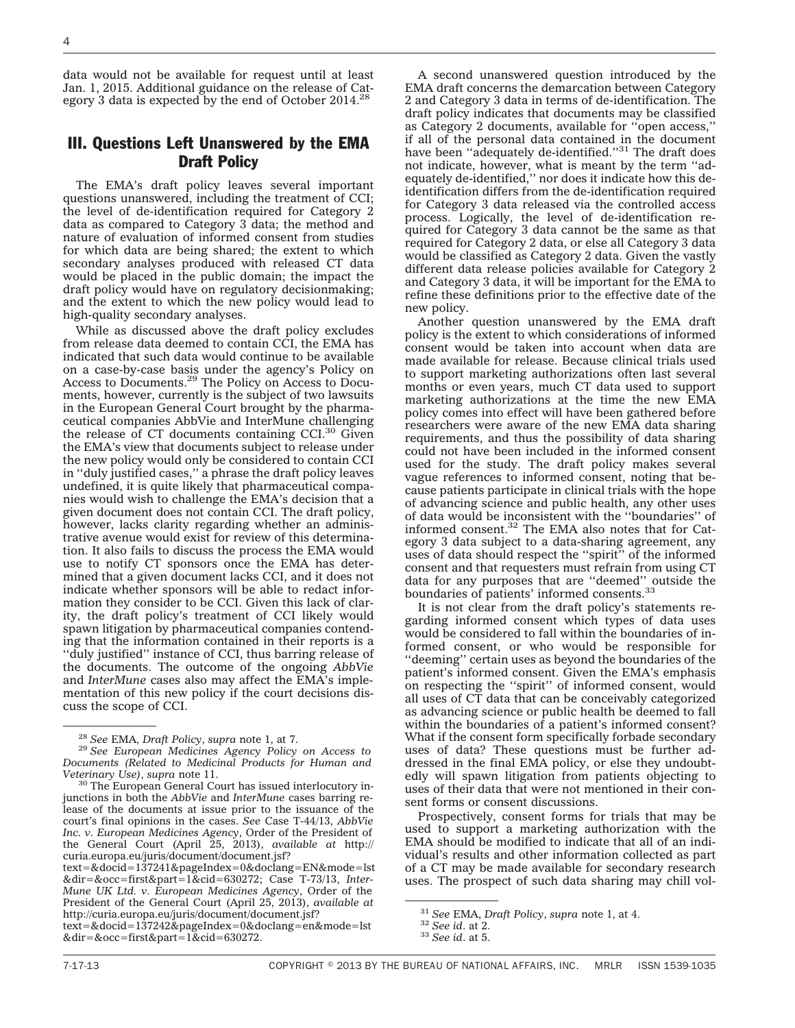data would not be available for request until at least Jan. 1, 2015. Additional guidance on the release of Category 3 data is expected by the end of October 2014.[28]

## III. Questions Left Unanswered by the EMA Draft Policy

The EMA's draft policy leaves several important questions unanswered, including the treatment of CCI; the level of de-identification required for Category 2 data as compared to Category 3 data; the method and nature of evaluation of informed consent from studies for which data are being shared; the extent to which secondary analyses produced with released CT data would be placed in the public domain; the impact the draft policy would have on regulatory decisionmaking; and the extent to which the new policy would lead to high-quality secondary analyses.

While as discussed above the draft policy excludes from release data deemed to contain CCI, the EMA has indicated that such data would continue to be available on a case-by-case basis under the agency's Policy on Access to Documents.[29] The Policy on Access to Documents, however, currently is the subject of two lawsuits in the European General Court brought by the pharmaceutical companies AbbVie and InterMune challenging the release of CT documents containing CCI.[30] Given the EMA's view that documents subject to release under the new policy would only be considered to contain CCI in ''duly justified cases,'' a phrase the draft policy leaves undefined, it is quite likely that pharmaceutical companies would wish to challenge the EMA's decision that a given document does not contain CCI. The draft policy, however, lacks clarity regarding whether an administrative avenue would exist for review of this determination. It also fails to discuss the process the EMA would use to notify CT sponsors once the EMA has determined that a given document lacks CCI, and it does not indicate whether sponsors will be able to redact information they consider to be CCI. Given this lack of clarity, the draft policy's treatment of CCI likely would spawn litigation by pharmaceutical companies contending that the information contained in their reports is a ''duly justified'' instance of CCI, thus barring release of the documents. The outcome of the ongoing *AbbVie* and *InterMune* cases also may affect the EMA's implementation of this new policy if the court decisions discuss the scope of CCI.

A second unanswered question introduced by the EMA draft concerns the demarcation between Category 2 and Category 3 data in terms of de-identification. The draft policy indicates that documents may be classified as Category 2 documents, available for ''open access,'' if all of the personal data contained in the document have been ''adequately de-identified.''[31] The draft does not indicate, however, what is meant by the term ''adequately de-identified,'' nor does it indicate how this de-identification differs from the de-identification required for Category 3 data released via the controlled access process. Logically, the level of de-identification required for Category 3 data cannot be the same as that required for Category 2 data, or else all Category 3 data would be classified as Category 2 data. Given the vastly different data release policies available for Category 2 and Category 3 data, it will be important for the EMA to refine these definitions prior to the effective date of the new policy.

Another question unanswered by the EMA draft policy is the extent to which considerations of informed consent would be taken into account when data are made available for release. Because clinical trials used to support marketing authorizations often last several months or even years, much CT data used to support marketing authorizations at the time the new EMA policy comes into effect will have been gathered before researchers were aware of the new EMA data sharing requirements, and thus the possibility of data sharing could not have been included in the informed consent used for the study. The draft policy makes several vague references to informed consent, noting that because patients participate in clinical trials with the hope of advancing science and public health, any other uses of data would be inconsistent with the ''boundaries'' of informed consent.[32] The EMA also notes that for Category 3 data subject to a data-sharing agreement, any uses of data should respect the ''spirit'' of the informed consent and that requesters must refrain from using CT data for any purposes that are ''deemed'' outside the boundaries of patients' informed consents.[33]

It is not clear from the draft policy's statements regarding informed consent which types of data uses would be considered to fall within the boundaries of informed consent, or who would be responsible for ''deeming'' certain uses as beyond the boundaries of the patient's informed consent. Given the EMA's emphasis on respecting the ''spirit'' of informed consent, would all uses of CT data that can be conceivably categorized as advancing science or public health be deemed to fall within the boundaries of a patient's informed consent? What if the consent form specifically forbade secondary uses of data? These questions must be further addressed in the final EMA policy, or else they undoubtedly will spawn litigation from patients objecting to uses of their data that were not mentioned in their consent forms or consent discussions.

Prospectively, consent forms for trials that may be used to support a marketing authorization with the EMA should be modified to indicate that all of an individual's results and other information collected as part of a CT may be made available for secondary research uses. The prospect of such data sharing may chill vol-

---

[28] *See* EMA, *Draft Policy*, *supra* note 1, at 7.

[29] *See European Medicines Agency Policy on Access to Documents (Related to Medicinal Products for Human and Veterinary Use)*, *supra* note 11.

[30] The European General Court has issued interlocutory injunctions in both the *AbbVie* and *InterMune* cases barring release of the documents at issue prior to the issuance of the court's final opinions in the cases. *See* Case T-44/13, *AbbVie Inc. v. European Medicines Agency*, Order of the President of the General Court (April 25, 2013), *available at* http://curia.europa.eu/juris/document/document.jsf?text=&docid=137241&pageIndex=0&doclang=EN&mode=lst&dir=&occ=first&part=1&cid=630272; Case T-73/13, *InterMune UK Ltd. v. European Medicines Agency*, Order of the President of the General Court (April 25, 2013), *available at* http://curia.europa.eu/juris/document/document.jsf?text=&docid=137242&pageIndex=0&doclang=en&mode=lst&dir=&occ=first&part=1&cid=630272.

[31] *See* EMA, *Draft Policy*, *supra* note 1, at 4.

[32] *See id*. at 2.

[33] *See id*. at 5.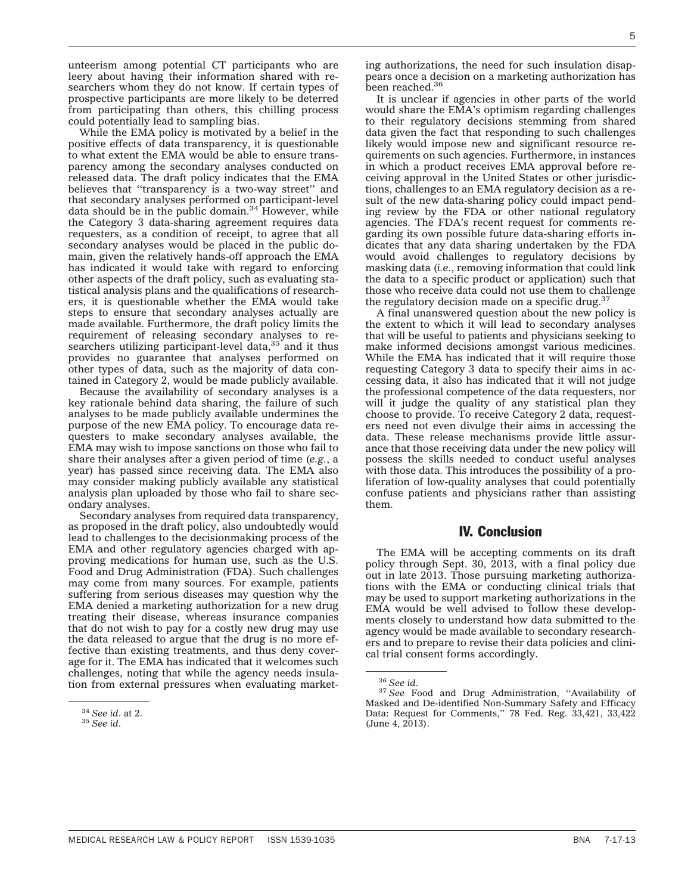unteerism among potential CT participants who are leery about having their information shared with researchers whom they do not know. If certain types of prospective participants are more likely to be deterred from participating than others, this chilling process could potentially lead to sampling bias.

While the EMA policy is motivated by a belief in the positive effects of data transparency, it is questionable to what extent the EMA would be able to ensure transparency among the secondary analyses conducted on released data. The draft policy indicates that the EMA believes that ''transparency is a two-way street'' and that secondary analyses performed on participant-level data should be in the public domain.[34] However, while the Category 3 data-sharing agreement requires data requesters, as a condition of receipt, to agree that all secondary analyses would be placed in the public domain, given the relatively hands-off approach the EMA has indicated it would take with regard to enforcing other aspects of the draft policy, such as evaluating statistical analysis plans and the qualifications of researchers, it is questionable whether the EMA would take steps to ensure that secondary analyses actually are made available. Furthermore, the draft policy limits the requirement of releasing secondary analyses to researchers utilizing participant-level data,[35] and it thus provides no guarantee that analyses performed on other types of data, such as the majority of data contained in Category 2, would be made publicly available.

Because the availability of secondary analyses is a key rationale behind data sharing, the failure of such analyses to be made publicly available undermines the purpose of the new EMA policy. To encourage data requesters to make secondary analyses available, the EMA may wish to impose sanctions on those who fail to share their analyses after a given period of time (*e.g.*, a year) has passed since receiving data. The EMA also may consider making publicly available any statistical analysis plan uploaded by those who fail to share secondary analyses.

Secondary analyses from required data transparency, as proposed in the draft policy, also undoubtedly would lead to challenges to the decisionmaking process of the EMA and other regulatory agencies charged with approving medications for human use, such as the U.S. Food and Drug Administration (FDA). Such challenges may come from many sources. For example, patients suffering from serious diseases may question why the EMA denied a marketing authorization for a new drug treating their disease, whereas insurance companies that do not wish to pay for a costly new drug may use the data released to argue that the drug is no more effective than existing treatments, and thus deny coverage for it. The EMA has indicated that it welcomes such challenges, noting that while the agency needs insulation from external pressures when evaluating marketing authorizations, the need for such insulation disappears once a decision on a marketing authorization has been reached.[36]

It is unclear if agencies in other parts of the world would share the EMA's optimism regarding challenges to their regulatory decisions stemming from shared data given the fact that responding to such challenges likely would impose new and significant resource requirements on such agencies. Furthermore, in instances in which a product receives EMA approval before receiving approval in the United States or other jurisdictions, challenges to an EMA regulatory decision as a result of the new data-sharing policy could impact pending review by the FDA or other national regulatory agencies. The FDA's recent request for comments regarding its own possible future data-sharing efforts indicates that any data sharing undertaken by the FDA would avoid challenges to regulatory decisions by masking data (*i.e.*, removing information that could link the data to a specific product or application) such that those who receive data could not use them to challenge the regulatory decision made on a specific drug.[37]

A final unanswered question about the new policy is the extent to which it will lead to secondary analyses that will be useful to patients and physicians seeking to make informed decisions amongst various medicines. While the EMA has indicated that it will require those requesting Category 3 data to specify their aims in accessing data, it also has indicated that it will not judge the professional competence of the data requesters, nor will it judge the quality of any statistical plan they choose to provide. To receive Category 2 data, requesters need not even divulge their aims in accessing the data. These release mechanisms provide little assurance that those receiving data under the new policy will possess the skills needed to conduct useful analyses with those data. This introduces the possibility of a proliferation of low-quality analyses that could potentially confuse patients and physicians rather than assisting them.

## IV. Conclusion

The EMA will be accepting comments on its draft policy through Sept. 30, 2013, with a final policy due out in late 2013. Those pursuing marketing authorizations with the EMA or conducting clinical trials that may be used to support marketing authorizations in the EMA would be well advised to follow these developments closely to understand how data submitted to the agency would be made available to secondary researchers and to prepare to revise their data policies and clinical trial consent forms accordingly.

---

[34] *See id*. at 2.

[35] *See id*.

[36] *See id*.

[37] *See* Food and Drug Administration, ''Availability of Masked and De-identified Non-Summary Safety and Efficacy Data: Request for Comments,'' 78 Fed. Reg. 33,421, 33,422 (June 4, 2013).